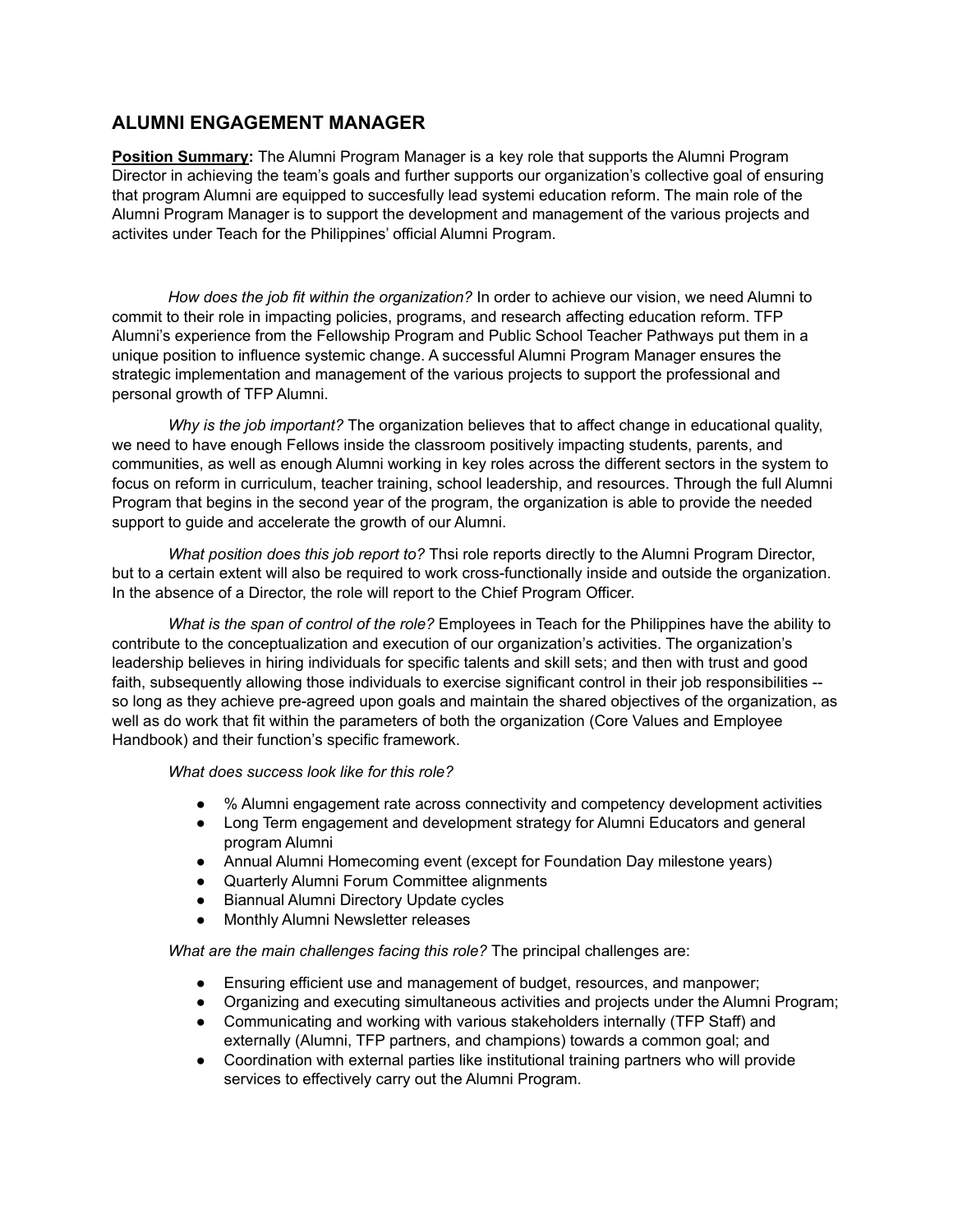## ALUMNI ENGAGEMENT MANAGER

**Position Summary:** The Alumni Program Manager is a key role that supports the Alumni Program Director in achieving the team's goals and further supports our organization's collective goal of ensuring that program Alumni are equipped to succesfully lead systemi education reform. The main role of the Alumni Program Manager is to support the development and management of the various projects and activites under Teach for the Philippines' official Alumni Program.

*How does the job fit within the organization?* In order to achieve our vision, we need Alumni to commit to their role in impacting policies, programs, and research affecting education reform. TFP Alumni's experience from the Fellowship Program and Public School Teacher Pathways put them in a unique position to influence systemic change. A successful Alumni Program Manager ensures the strategic implementation and management of the various projects to support the professional and personal growth of TFP Alumni.

*Why is the job important?* The organization believes that to affect change in educational quality, we need to have enough Fellows inside the classroom positively impacting students, parents, and communities, as well as enough Alumni working in key roles across the different sectors in the system to focus on reform in curriculum, teacher training, school leadership, and resources. Through the full Alumni Program that begins in the second year of the program, the organization is able to provide the needed support to guide and accelerate the growth of our Alumni.

*What position does this job report to?* Thsi role reports directly to the Alumni Program Director, but to a certain extent will also be required to work cross-functionally inside and outside the organization. In the absence of a Director, the role will report to the Chief Program Officer.

*What is the span of control of the role?* Employees in Teach for the Philippines have the ability to contribute to the conceptualization and execution of our organization's activities. The organization's leadership believes in hiring individuals for specific talents and skill sets; and then with trust and good faith, subsequently allowing those individuals to exercise significant control in their job responsibilities -- so long as they achieve pre-agreed upon goals and maintain the shared objectives of the organization, as well as do work that fit within the parameters of both the organization (Core Values and Employee Handbook) and their function's specific framework.

*What does success look like for this role?*

- % Alumni engagement rate across connectivity and competency development activities
- Long Term engagement and development strategy for Alumni Educators and general program Alumni
- Annual Alumni Homecoming event (except for Foundation Day milestone years)
- Quarterly Alumni Forum Committee alignments
- Biannual Alumni Directory Update cycles
- Monthly Alumni Newsletter releases

*What are the main challenges facing this role?* The principal challenges are:

- Ensuring efficient use and management of budget, resources, and manpower;
- Organizing and executing simultaneous activities and projects under the Alumni Program;
- Communicating and working with various stakeholders internally (TFP Staff) and externally (Alumni, TFP partners, and champions) towards a common goal; and
- Coordination with external parties like institutional training partners who will provide services to effectively carry out the Alumni Program.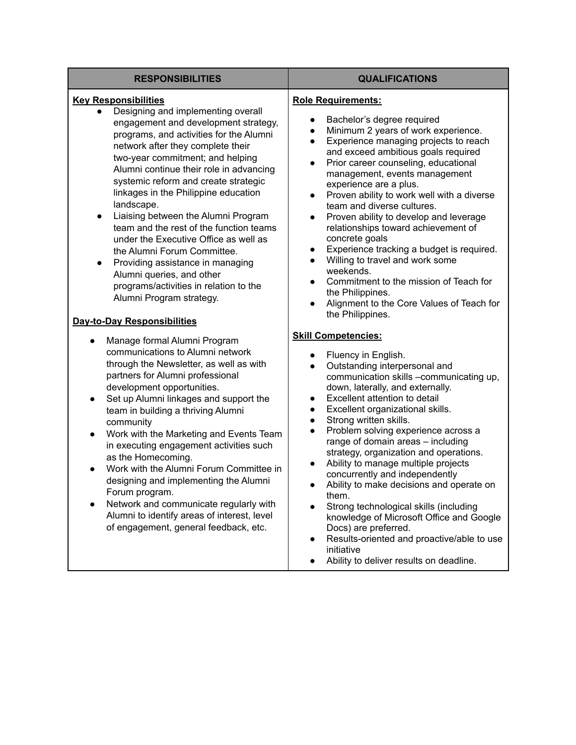| RESPONSIBILITIES | QUALIFICATIONS |
|---|---|
| **Key Responsibilities**<br>● Designing and implementing overall engagement and development strategy, programs, and activities for the Alumni network after they complete their two-year commitment; and helping Alumni continue their role in advancing systemic reform and create strategic linkages in the Philippine education landscape.<br>● Liaising between the Alumni Program team and the rest of the function teams under the Executive Office as well as the Alumni Forum Committee.<br>● Providing assistance in managing Alumni queries, and other programs/activities in relation to the Alumni Program strategy.<br><br>**Day-to-Day Responsibilities**<br>● Manage formal Alumni Program communications to Alumni network through the Newsletter, as well as with partners for Alumni professional development opportunities.<br>● Set up Alumni linkages and support the team in building a thriving Alumni community<br>● Work with the Marketing and Events Team in executing engagement activities such as the Homecoming.<br>● Work with the Alumni Forum Committee in designing and implementing the Alumni Forum program.<br>● Network and communicate regularly with Alumni to identify areas of interest, level of engagement, general feedback, etc. | **Role Requirements:**<br>● Bachelor's degree required<br>● Minimum 2 years of work experience.<br>● Experience managing projects to reach and exceed ambitious goals required<br>● Prior career counseling, educational management, events management experience are a plus.<br>● Proven ability to work well with a diverse team and diverse cultures.<br>● Proven ability to develop and leverage relationships toward achievement of concrete goals<br>● Experience tracking a budget is required.<br>● Willing to travel and work some weekends.<br>● Commitment to the mission of Teach for the Philippines.<br>● Alignment to the Core Values of Teach for the Philippines.<br><br>**Skill Competencies:**<br>● Fluency in English.<br>● Outstanding interpersonal and communication skills –communicating up, down, laterally, and externally.<br>● Excellent attention to detail<br>● Excellent organizational skills.<br>● Strong written skills.<br>● Problem solving experience across a range of domain areas – including strategy, organization and operations.<br>● Ability to manage multiple projects concurrently and independently<br>● Ability to make decisions and operate on them.<br>● Strong technological skills (including knowledge of Microsoft Office and Google Docs) are preferred.<br>● Results-oriented and proactive/able to use initiative<br>● Ability to deliver results on deadline. |